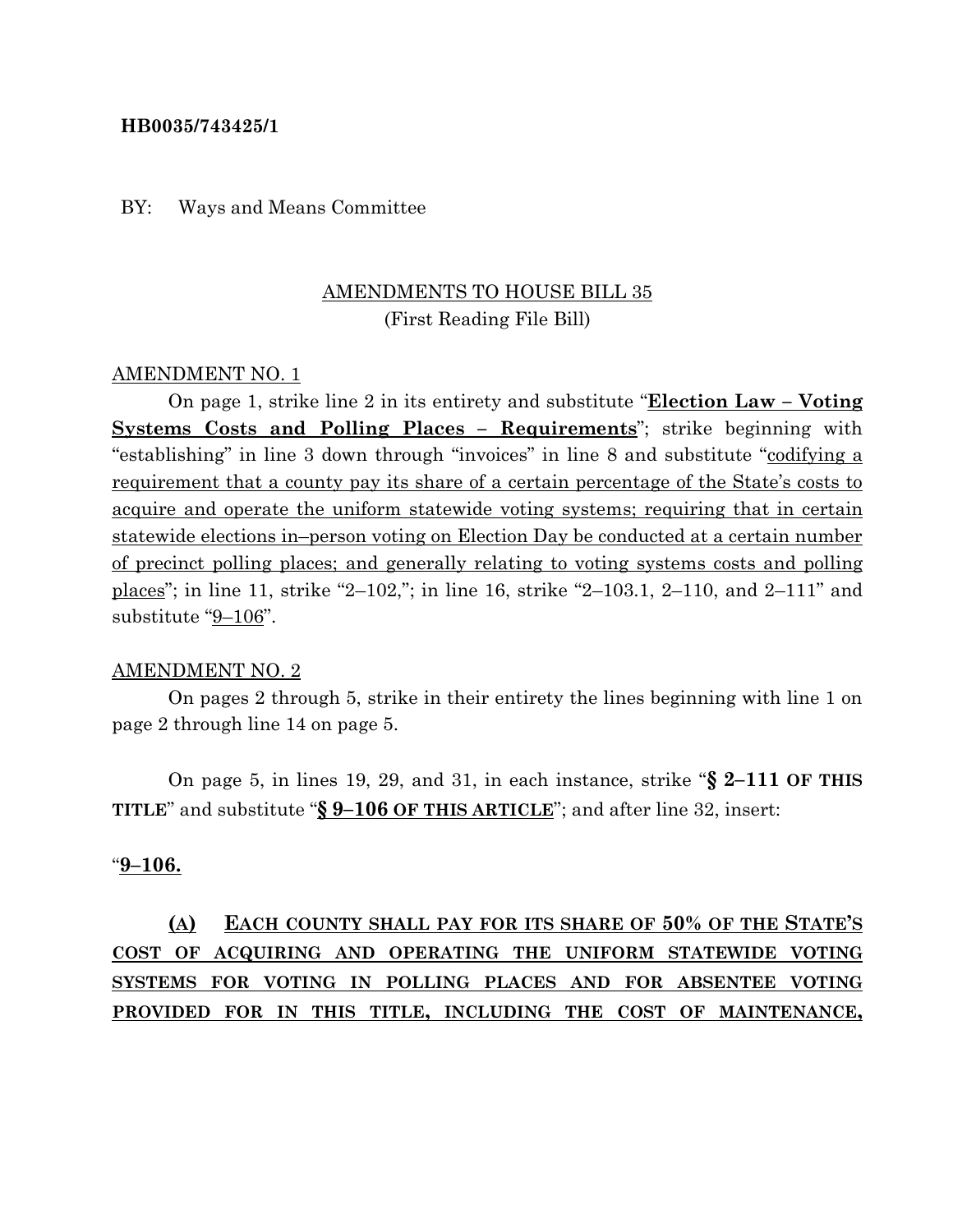**HB0035/743425/1**

BY: Ways and Means Committee

AMENDMENTS TO HOUSE BILL 35
(First Reading File Bill)

AMENDMENT NO. 1

On page 1, strike line 2 in its entirety and substitute "**Election Law – Voting Systems Costs and Polling Places – Requirements**"; strike beginning with "establishing" in line 3 down through "invoices" in line 8 and substitute "codifying a requirement that a county pay its share of a certain percentage of the State's costs to acquire and operate the uniform statewide voting systems; requiring that in certain statewide elections in–person voting on Election Day be conducted at a certain number of precinct polling places; and generally relating to voting systems costs and polling places"; in line 11, strike "2–102,"; in line 16, strike "2–103.1, 2–110, and 2–111" and substitute "9–106".

AMENDMENT NO. 2

On pages 2 through 5, strike in their entirety the lines beginning with line 1 on page 2 through line 14 on page 5.

On page 5, in lines 19, 29, and 31, in each instance, strike "**§ 2–111 OF THIS TITLE**" and substitute "**§ 9–106 OF THIS ARTICLE**"; and after line 32, insert:

"**9–106.**

**(A) EACH COUNTY SHALL PAY FOR ITS SHARE OF 50% OF THE STATE'S COST OF ACQUIRING AND OPERATING THE UNIFORM STATEWIDE VOTING SYSTEMS FOR VOTING IN POLLING PLACES AND FOR ABSENTEE VOTING PROVIDED FOR IN THIS TITLE, INCLUDING THE COST OF MAINTENANCE,**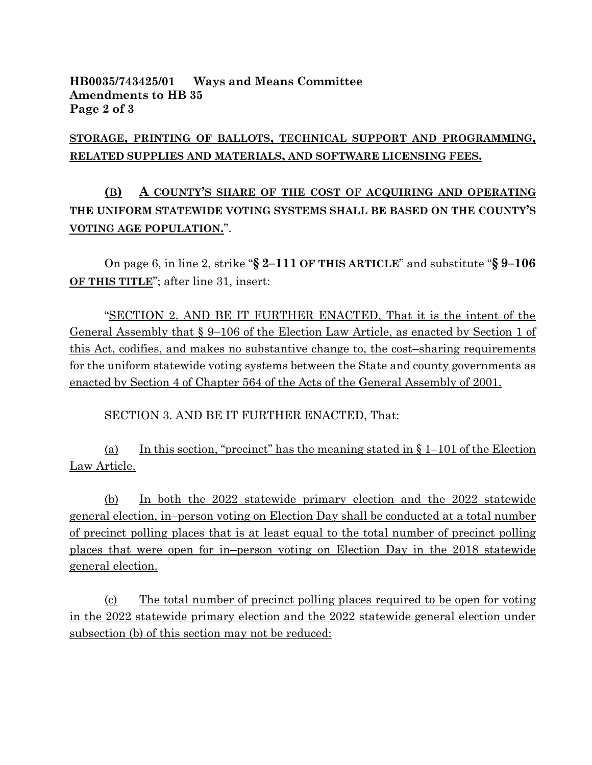**STORAGE, PRINTING OF BALLOTS, TECHNICAL SUPPORT AND PROGRAMMING, RELATED SUPPLIES AND MATERIALS, AND SOFTWARE LICENSING FEES.**

**(B) A COUNTY'S SHARE OF THE COST OF ACQUIRING AND OPERATING THE UNIFORM STATEWIDE VOTING SYSTEMS SHALL BE BASED ON THE COUNTY'S VOTING AGE POPULATION.**".

On page 6, in line 2, strike "**§ 2–111 OF THIS ARTICLE**" and substitute "**§ 9–106 OF THIS TITLE**"; after line 31, insert:

"SECTION 2. AND BE IT FURTHER ENACTED, That it is the intent of the General Assembly that § 9–106 of the Election Law Article, as enacted by Section 1 of this Act, codifies, and makes no substantive change to, the cost–sharing requirements for the uniform statewide voting systems between the State and county governments as enacted by Section 4 of Chapter 564 of the Acts of the General Assembly of 2001.

SECTION 3. AND BE IT FURTHER ENACTED, That:

(a) In this section, "precinct" has the meaning stated in § 1–101 of the Election Law Article.

(b) In both the 2022 statewide primary election and the 2022 statewide general election, in–person voting on Election Day shall be conducted at a total number of precinct polling places that is at least equal to the total number of precinct polling places that were open for in–person voting on Election Day in the 2018 statewide general election.

(c) The total number of precinct polling places required to be open for voting in the 2022 statewide primary election and the 2022 statewide general election under subsection (b) of this section may not be reduced: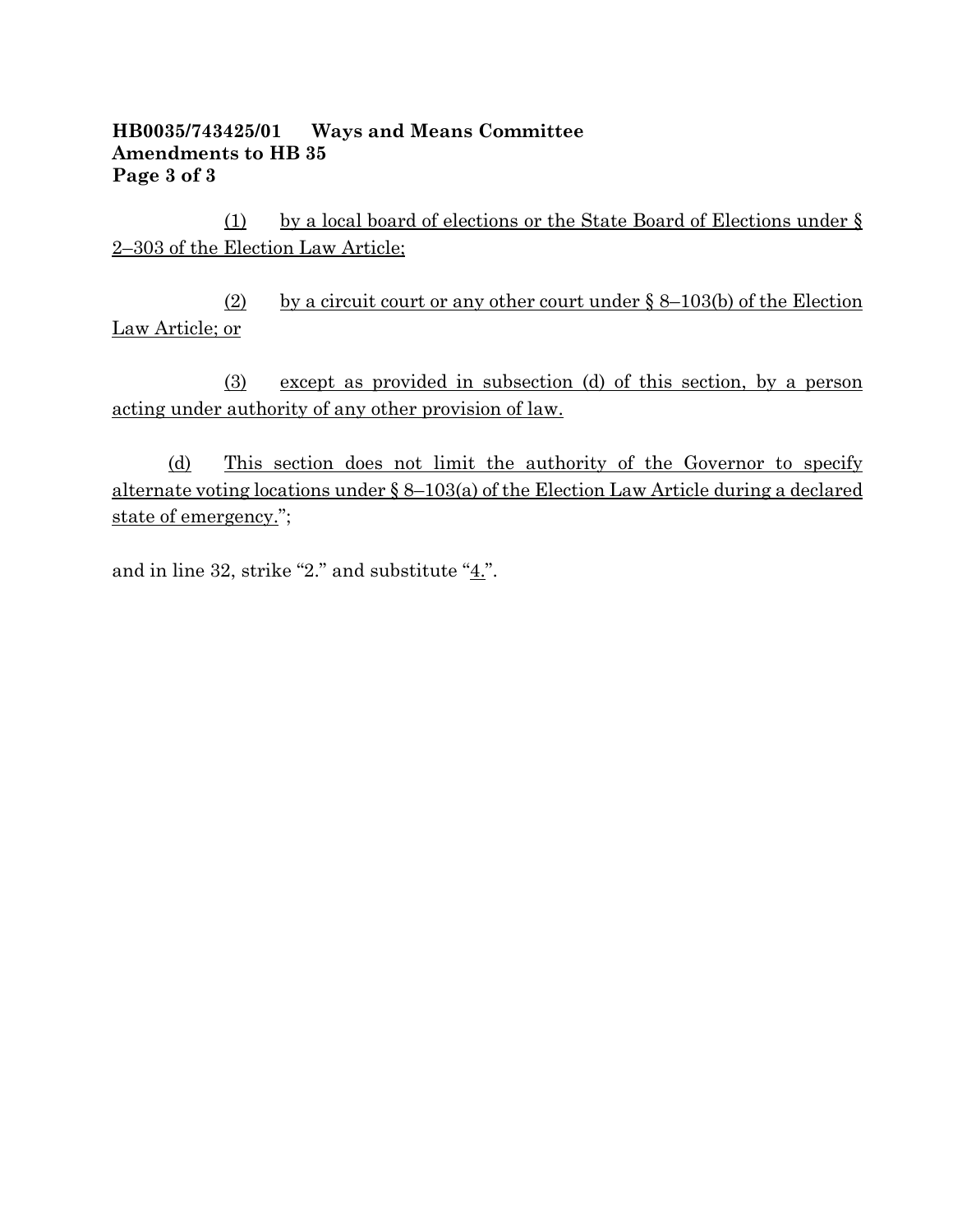(1) by a local board of elections or the State Board of Elections under § 2–303 of the Election Law Article;

(2) by a circuit court or any other court under § 8–103(b) of the Election Law Article; or

(3) except as provided in subsection (d) of this section, by a person acting under authority of any other provision of law.

(d) This section does not limit the authority of the Governor to specify alternate voting locations under § 8–103(a) of the Election Law Article during a declared state of emergency.";

and in line 32, strike "2." and substitute "4.".